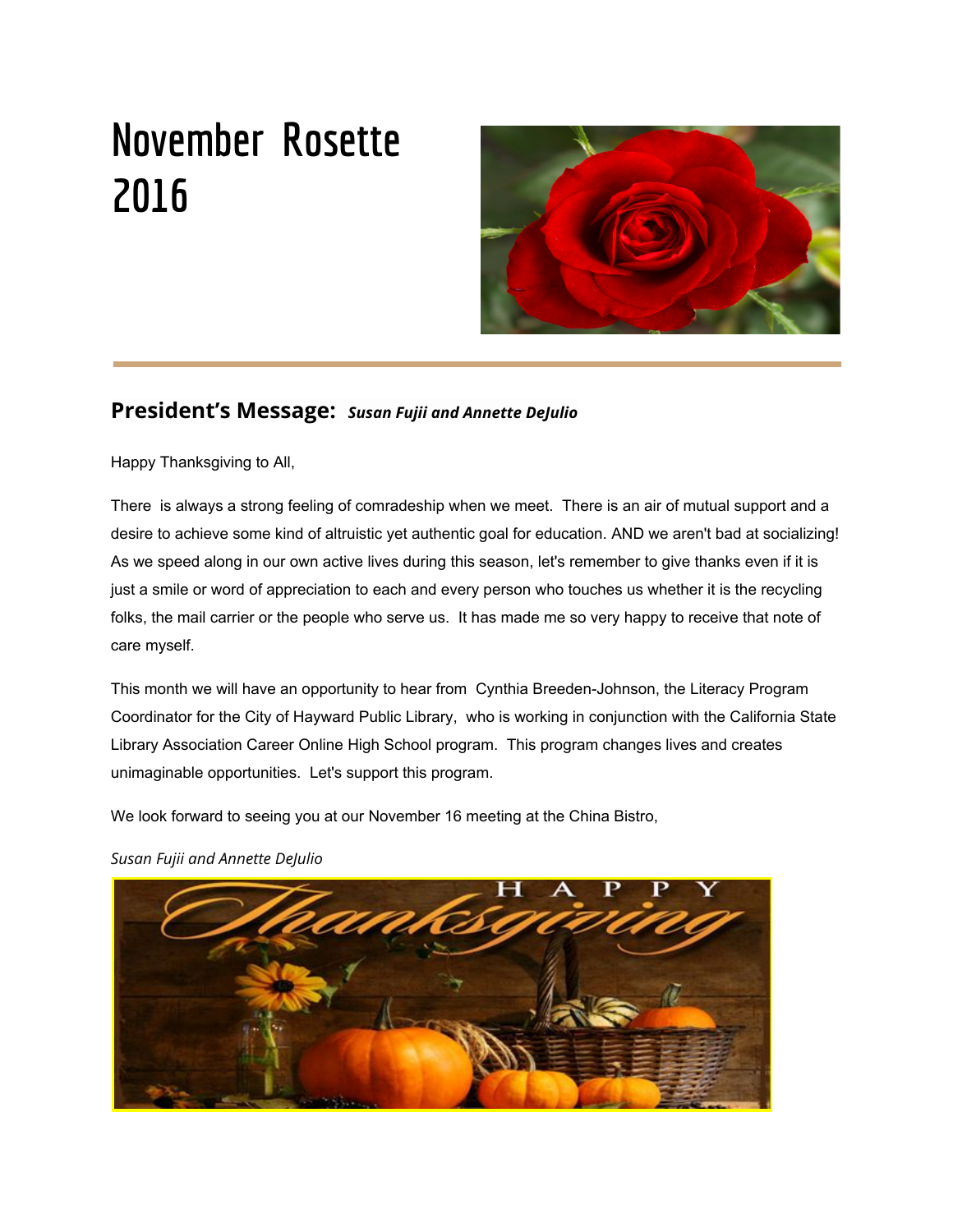# November Rosette 2016

## President's Message: *Susan Fujii and Annette DeJulio*

Happy Thanksgiving to All,

There is always a strong feeling of comradeship when we meet. There is an air of mutual support and a desire to achieve some kind of altruistic yet authentic goal for education. AND we aren't bad at socializing! As we speed along in our own active lives during this season, let's remember to give thanks even if it is just a smile or word of appreciation to each and every person who touches us whether it is the recycling folks, the mail carrier or the people who serve us. It has made me so very happy to receive that note of care myself.

This month we will have an opportunity to hear from Cynthia Breeden-Johnson, the Literacy Program Coordinator for the City of Hayward Public Library, who is working in conjunction with the California State Library Association Career Online High School program. This program changes lives and creates unimaginable opportunities. Let's support this program.

We look forward to seeing you at our November 16 meeting at the China Bistro,

*Susan Fujii and Annette DeJulio*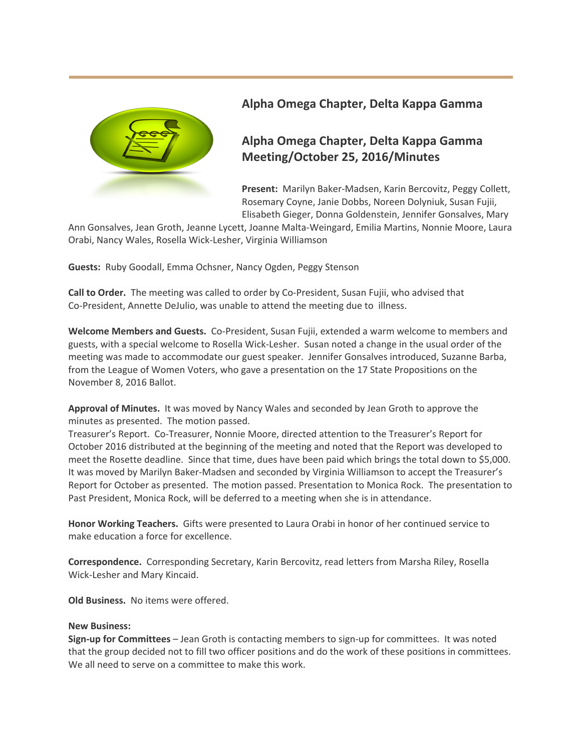## Alpha Omega Chapter, Delta Kappa Gamma

## Alpha Omega Chapter, Delta Kappa Gamma Meeting/October 25, 2016/Minutes

**Present:** Marilyn Baker-Madsen, Karin Bercovitz, Peggy Collett, Rosemary Coyne, Janie Dobbs, Noreen Dolyniuk, Susan Fujii, Elisabeth Gieger, Donna Goldenstein, Jennifer Gonsalves, Mary Ann Gonsalves, Jean Groth, Jeanne Lycett, Joanne Malta-Weingard, Emilia Martins, Nonnie Moore, Laura Orabi, Nancy Wales, Rosella Wick-Lesher, Virginia Williamson

**Guests:** Ruby Goodall, Emma Ochsner, Nancy Ogden, Peggy Stenson

**Call to Order.** The meeting was called to order by Co-President, Susan Fujii, who advised that Co-President, Annette DeJulio, was unable to attend the meeting due to illness.

**Welcome Members and Guests.** Co-President, Susan Fujii, extended a warm welcome to members and guests, with a special welcome to Rosella Wick-Lesher. Susan noted a change in the usual order of the meeting was made to accommodate our guest speaker. Jennifer Gonsalves introduced, Suzanne Barba, from the League of Women Voters, who gave a presentation on the 17 State Propositions on the November 8, 2016 Ballot.

**Approval of Minutes.** It was moved by Nancy Wales and seconded by Jean Groth to approve the minutes as presented. The motion passed.
Treasurer's Report. Co-Treasurer, Nonnie Moore, directed attention to the Treasurer's Report for October 2016 distributed at the beginning of the meeting and noted that the Report was developed to meet the Rosette deadline. Since that time, dues have been paid which brings the total down to $5,000. It was moved by Marilyn Baker-Madsen and seconded by Virginia Williamson to accept the Treasurer's Report for October as presented. The motion passed. Presentation to Monica Rock. The presentation to Past President, Monica Rock, will be deferred to a meeting when she is in attendance.

**Honor Working Teachers.** Gifts were presented to Laura Orabi in honor of her continued service to make education a force for excellence.

**Correspondence.** Corresponding Secretary, Karin Bercovitz, read letters from Marsha Riley, Rosella Wick-Lesher and Mary Kincaid.

**Old Business.** No items were offered.

**New Business:**
**Sign-up for Committees** – Jean Groth is contacting members to sign-up for committees. It was noted that the group decided not to fill two officer positions and do the work of these positions in committees. We all need to serve on a committee to make this work.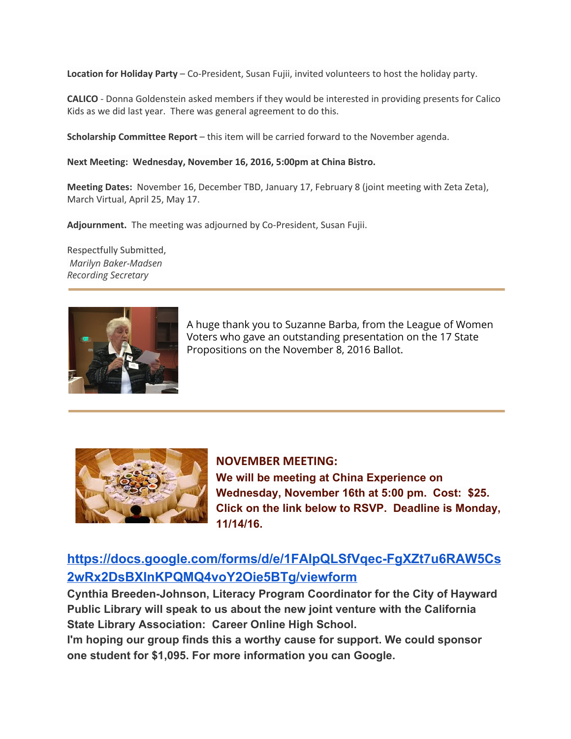**Location for Holiday Party** – Co-President, Susan Fujii, invited volunteers to host the holiday party.

**CALICO** - Donna Goldenstein asked members if they would be interested in providing presents for Calico Kids as we did last year. There was general agreement to do this.

**Scholarship Committee Report** – this item will be carried forward to the November agenda.

**Next Meeting: Wednesday, November 16, 2016, 5:00pm at China Bistro.**

**Meeting Dates:** November 16, December TBD, January 17, February 8 (joint meeting with Zeta Zeta), March Virtual, April 25, May 17.

**Adjournment.** The meeting was adjourned by Co-President, Susan Fujii.

Respectfully Submitted,
*Marilyn Baker-Madsen*
*Recording Secretary*

---

A huge thank you to Suzanne Barba, from the League of Women Voters who gave an outstanding presentation on the 17 State Propositions on the November 8, 2016 Ballot.

---

**NOVEMBER MEETING:**
**We will be meeting at China Experience on Wednesday, November 16th at 5:00 pm. Cost: $25. Click on the link below to RSVP. Deadline is Monday, 11/14/16.**

## https://docs.google.com/forms/d/e/1FAIpQLSfVqec-FgXZt7u6RAW5Cs2wRx2DsBXInKPQMQ4voY2Oie5BTg/viewform

**Cynthia Breeden-Johnson, Literacy Program Coordinator for the City of Hayward Public Library will speak to us about the new joint venture with the California State Library Association: Career Online High School.**
**I'm hoping our group finds this a worthy cause for support. We could sponsor one student for $1,095. For more information you can Google.**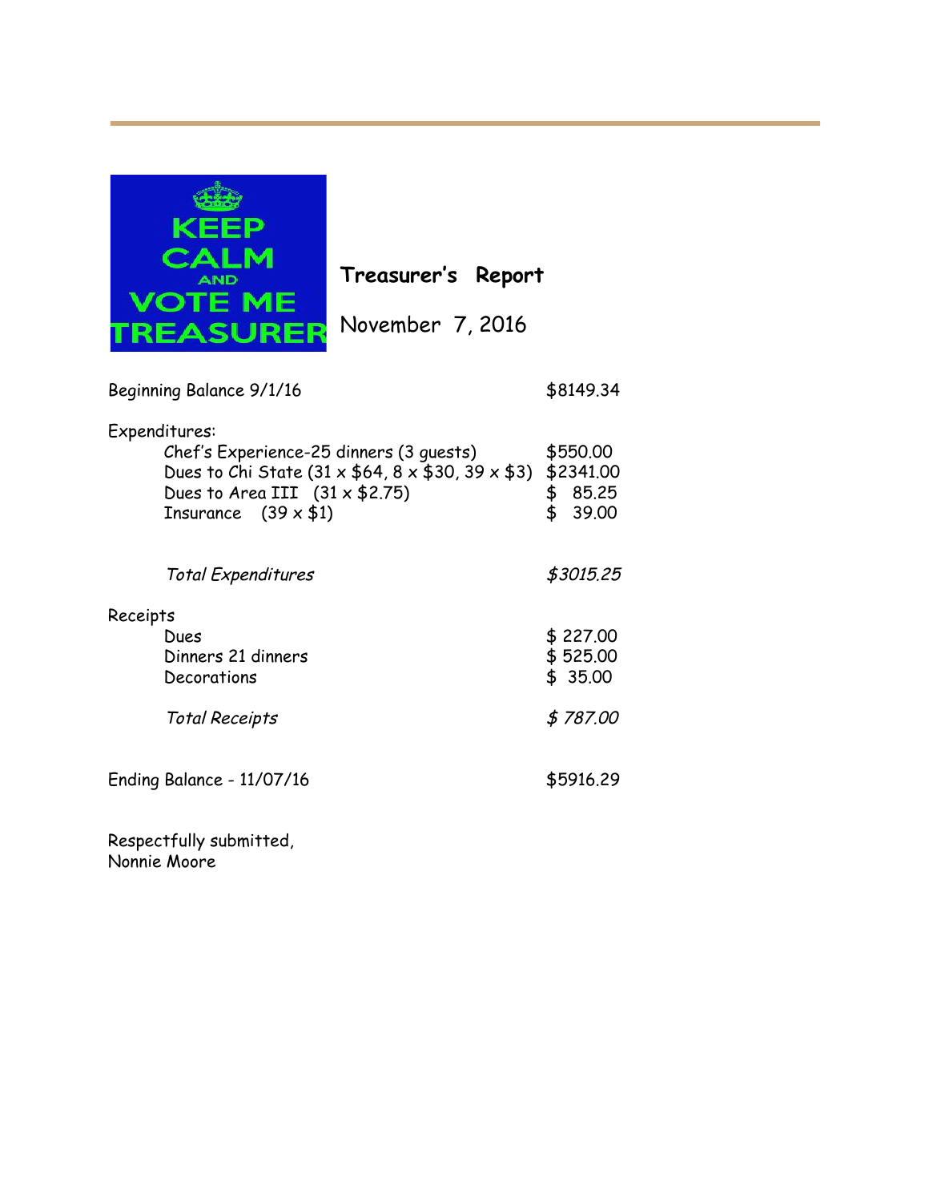## Treasurer's Report

November 7, 2016

| | |
|---|---|
| Beginning Balance 9/1/16 | $8149.34 |
| **Expenditures:** | |
| Chef's Experience-25 dinners (3 guests) | $550.00 |
| Dues to Chi State (31 x $64, 8 x $30, 39 x $3) | $2341.00 |
| Dues to Area III (31 x $2.75) | $ 85.25 |
| Insurance (39 x $1) | $ 39.00 |
| *Total Expenditures* | *$3015.25* |
| **Receipts** | |
| Dues | $ 227.00 |
| Dinners 21 dinners | $ 525.00 |
| Decorations | $ 35.00 |
| *Total Receipts* | *$ 787.00* |
| Ending Balance - 11/07/16 | $5916.29 |

Respectfully submitted,
Nonnie Moore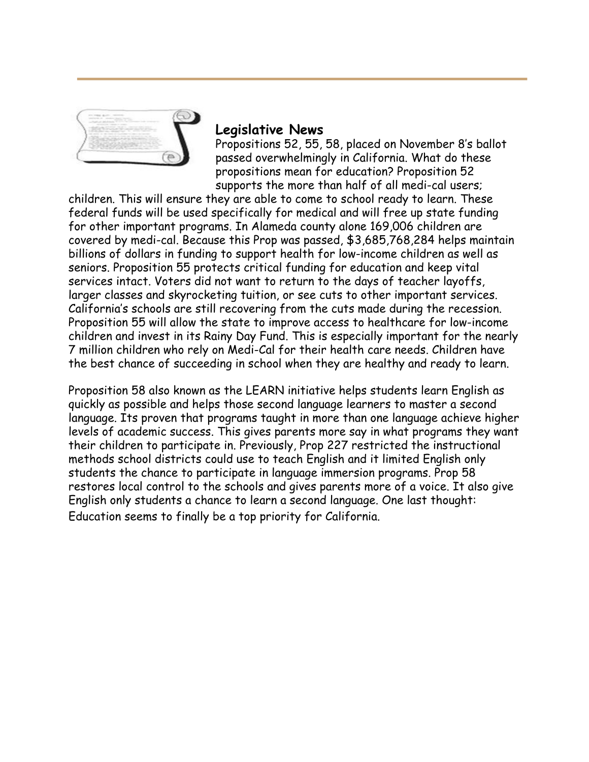## Legislative News

Propositions 52, 55, 58, placed on November 8's ballot passed overwhelmingly in California. What do these propositions mean for education? Proposition 52 supports the more than half of all medi-cal users; children. This will ensure they are able to come to school ready to learn. These federal funds will be used specifically for medical and will free up state funding for other important programs. In Alameda county alone 169,006 children are covered by medi-cal. Because this Prop was passed, $3,685,768,284 helps maintain billions of dollars in funding to support health for low-income children as well as seniors. Proposition 55 protects critical funding for education and keep vital services intact. Voters did not want to return to the days of teacher layoffs, larger classes and skyrocketing tuition, or see cuts to other important services. California's schools are still recovering from the cuts made during the recession. Proposition 55 will allow the state to improve access to healthcare for low-income children and invest in its Rainy Day Fund. This is especially important for the nearly 7 million children who rely on Medi-Cal for their health care needs. Children have the best chance of succeeding in school when they are healthy and ready to learn.

Proposition 58 also known as the LEARN initiative helps students learn English as quickly as possible and helps those second language learners to master a second language. Its proven that programs taught in more than one language achieve higher levels of academic success. This gives parents more say in what programs they want their children to participate in. Previously, Prop 227 restricted the instructional methods school districts could use to teach English and it limited English only students the chance to participate in language immersion programs. Prop 58 restores local control to the schools and gives parents more of a voice. It also give English only students a chance to learn a second language. One last thought: Education seems to finally be a top priority for California.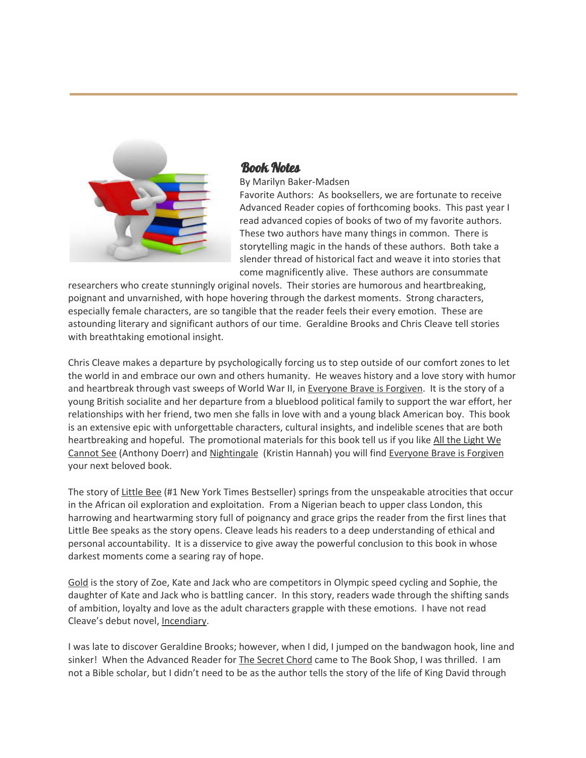## Book Notes

By Marilyn Baker-Madsen

Favorite Authors: As booksellers, we are fortunate to receive Advanced Reader copies of forthcoming books. This past year I read advanced copies of books of two of my favorite authors. These two authors have many things in common. There is storytelling magic in the hands of these authors. Both take a slender thread of historical fact and weave it into stories that come magnificently alive. These authors are consummate researchers who create stunningly original novels. Their stories are humorous and heartbreaking, poignant and unvarnished, with hope hovering through the darkest moments. Strong characters, especially female characters, are so tangible that the reader feels their every emotion. These are astounding literary and significant authors of our time. Geraldine Brooks and Chris Cleave tell stories with breathtaking emotional insight.

Chris Cleave makes a departure by psychologically forcing us to step outside of our comfort zones to let the world in and embrace our own and others humanity. He weaves history and a love story with humor and heartbreak through vast sweeps of World War II, in Everyone Brave is Forgiven. It is the story of a young British socialite and her departure from a blueblood political family to support the war effort, her relationships with her friend, two men she falls in love with and a young black American boy. This book is an extensive epic with unforgettable characters, cultural insights, and indelible scenes that are both heartbreaking and hopeful. The promotional materials for this book tell us if you like All the Light We Cannot See (Anthony Doerr) and Nightingale (Kristin Hannah) you will find Everyone Brave is Forgiven your next beloved book.

The story of Little Bee (#1 New York Times Bestseller) springs from the unspeakable atrocities that occur in the African oil exploration and exploitation. From a Nigerian beach to upper class London, this harrowing and heartwarming story full of poignancy and grace grips the reader from the first lines that Little Bee speaks as the story opens. Cleave leads his readers to a deep understanding of ethical and personal accountability. It is a disservice to give away the powerful conclusion to this book in whose darkest moments come a searing ray of hope.

Gold is the story of Zoe, Kate and Jack who are competitors in Olympic speed cycling and Sophie, the daughter of Kate and Jack who is battling cancer. In this story, readers wade through the shifting sands of ambition, loyalty and love as the adult characters grapple with these emotions. I have not read Cleave's debut novel, Incendiary.

I was late to discover Geraldine Brooks; however, when I did, I jumped on the bandwagon hook, line and sinker! When the Advanced Reader for The Secret Chord came to The Book Shop, I was thrilled. I am not a Bible scholar, but I didn't need to be as the author tells the story of the life of King David through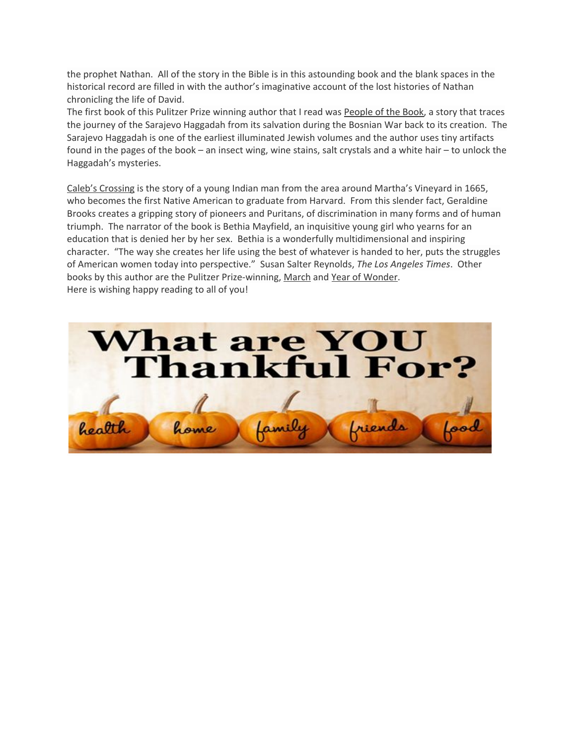the prophet Nathan. All of the story in the Bible is in this astounding book and the blank spaces in the historical record are filled in with the author's imaginative account of the lost histories of Nathan chronicling the life of David.

The first book of this Pulitzer Prize winning author that I read was People of the Book, a story that traces the journey of the Sarajevo Haggadah from its salvation during the Bosnian War back to its creation. The Sarajevo Haggadah is one of the earliest illuminated Jewish volumes and the author uses tiny artifacts found in the pages of the book – an insect wing, wine stains, salt crystals and a white hair – to unlock the Haggadah's mysteries.

Caleb's Crossing is the story of a young Indian man from the area around Martha's Vineyard in 1665, who becomes the first Native American to graduate from Harvard. From this slender fact, Geraldine Brooks creates a gripping story of pioneers and Puritans, of discrimination in many forms and of human triumph. The narrator of the book is Bethia Mayfield, an inquisitive young girl who yearns for an education that is denied her by her sex. Bethia is a wonderfully multidimensional and inspiring character. "The way she creates her life using the best of whatever is handed to her, puts the struggles of American women today into perspective." Susan Salter Reynolds, *The Los Angeles Times*. Other books by this author are the Pulitzer Prize-winning, March and Year of Wonder.

Here is wishing happy reading to all of you!

What are YOU Thankful For?

health home family friends food